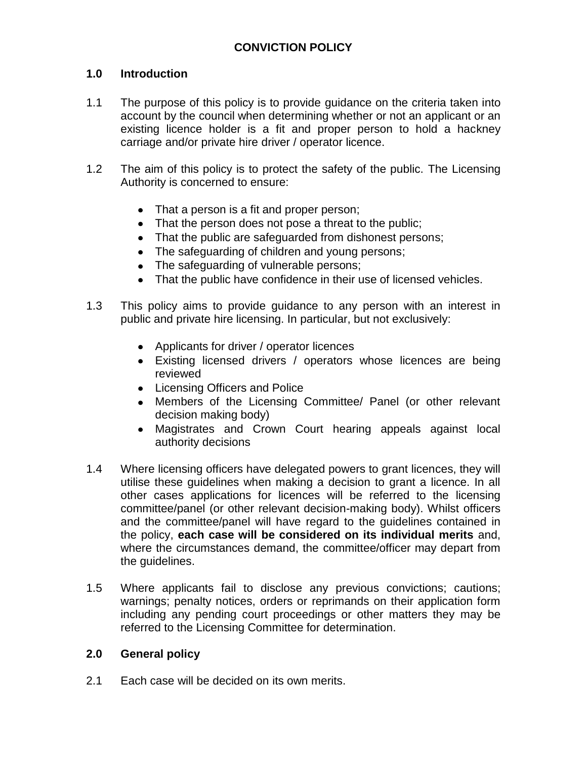# CONVICTION POLICY

## 1.0 Introduction

1.1 The purpose of this policy is to provide guidance on the criteria taken into account by the council when determining whether or not an applicant or an existing licence holder is a fit and proper person to hold a hackney carriage and/or private hire driver / operator licence.

1.2 The aim of this policy is to protect the safety of the public. The Licensing Authority is concerned to ensure:

- That a person is a fit and proper person;
- That the person does not pose a threat to the public;
- That the public are safeguarded from dishonest persons;
- The safeguarding of children and young persons;
- The safeguarding of vulnerable persons;
- That the public have confidence in their use of licensed vehicles.

1.3 This policy aims to provide guidance to any person with an interest in public and private hire licensing. In particular, but not exclusively:

- Applicants for driver / operator licences
- Existing licensed drivers / operators whose licences are being reviewed
- Licensing Officers and Police
- Members of the Licensing Committee/ Panel (or other relevant decision making body)
- Magistrates and Crown Court hearing appeals against local authority decisions

1.4 Where licensing officers have delegated powers to grant licences, they will utilise these guidelines when making a decision to grant a licence. In all other cases applications for licences will be referred to the licensing committee/panel (or other relevant decision-making body). Whilst officers and the committee/panel will have regard to the guidelines contained in the policy, **each case will be considered on its individual merits** and, where the circumstances demand, the committee/officer may depart from the guidelines.

1.5 Where applicants fail to disclose any previous convictions; cautions; warnings; penalty notices, orders or reprimands on their application form including any pending court proceedings or other matters they may be referred to the Licensing Committee for determination.

## 2.0 General policy

2.1 Each case will be decided on its own merits.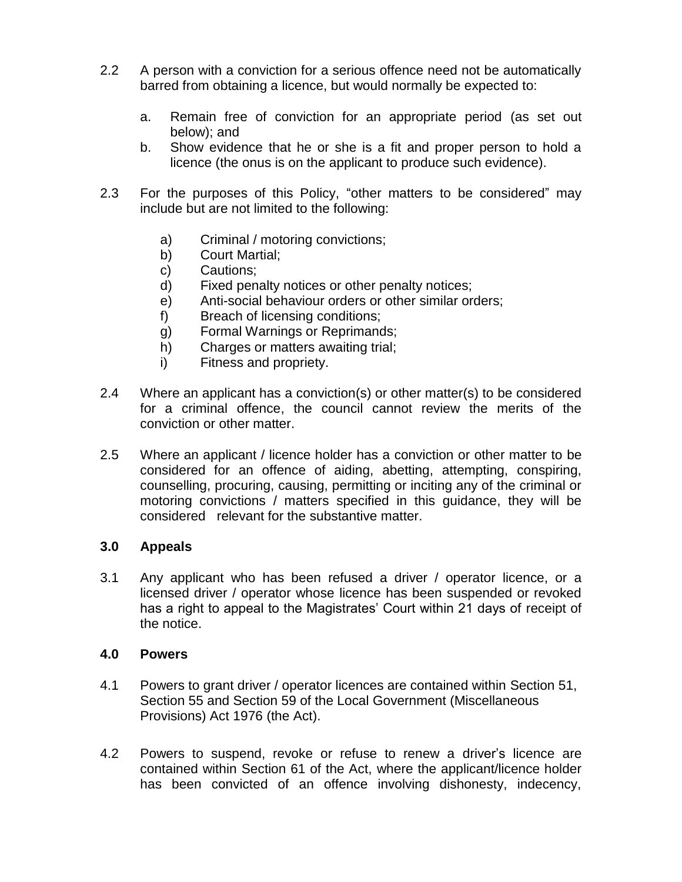2.2 A person with a conviction for a serious offence need not be automatically barred from obtaining a licence, but would normally be expected to:

   a. Remain free of conviction for an appropriate period (as set out below); and
   b. Show evidence that he or she is a fit and proper person to hold a licence (the onus is on the applicant to produce such evidence).

2.3 For the purposes of this Policy, "other matters to be considered" may include but are not limited to the following:

   a) Criminal / motoring convictions;
   b) Court Martial;
   c) Cautions;
   d) Fixed penalty notices or other penalty notices;
   e) Anti-social behaviour orders or other similar orders;
   f) Breach of licensing conditions;
   g) Formal Warnings or Reprimands;
   h) Charges or matters awaiting trial;
   i) Fitness and propriety.

2.4 Where an applicant has a conviction(s) or other matter(s) to be considered for a criminal offence, the council cannot review the merits of the conviction or other matter.

2.5 Where an applicant / licence holder has a conviction or other matter to be considered for an offence of aiding, abetting, attempting, conspiring, counselling, procuring, causing, permitting or inciting any of the criminal or motoring convictions / matters specified in this guidance, they will be considered relevant for the substantive matter.

## 3.0 Appeals

3.1 Any applicant who has been refused a driver / operator licence, or a licensed driver / operator whose licence has been suspended or revoked has a right to appeal to the Magistrates' Court within 21 days of receipt of the notice.

## 4.0 Powers

4.1 Powers to grant driver / operator licences are contained within Section 51, Section 55 and Section 59 of the Local Government (Miscellaneous Provisions) Act 1976 (the Act).

4.2 Powers to suspend, revoke or refuse to renew a driver's licence are contained within Section 61 of the Act, where the applicant/licence holder has been convicted of an offence involving dishonesty, indecency,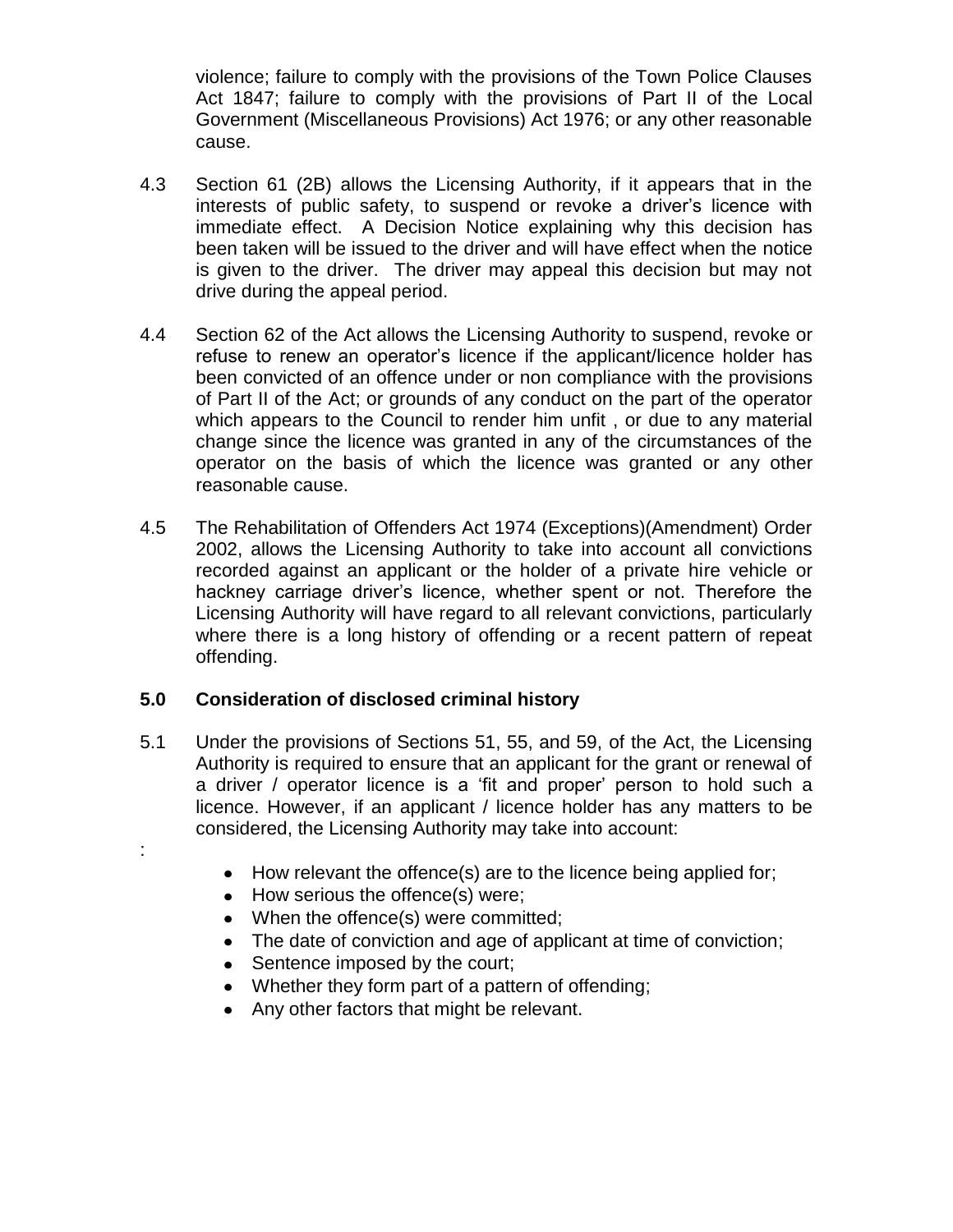violence; failure to comply with the provisions of the Town Police Clauses Act 1847; failure to comply with the provisions of Part II of the Local Government (Miscellaneous Provisions) Act 1976; or any other reasonable cause.

4.3 Section 61 (2B) allows the Licensing Authority, if it appears that in the interests of public safety, to suspend or revoke a driver's licence with immediate effect. A Decision Notice explaining why this decision has been taken will be issued to the driver and will have effect when the notice is given to the driver. The driver may appeal this decision but may not drive during the appeal period.

4.4 Section 62 of the Act allows the Licensing Authority to suspend, revoke or refuse to renew an operator's licence if the applicant/licence holder has been convicted of an offence under or non compliance with the provisions of Part II of the Act; or grounds of any conduct on the part of the operator which appears to the Council to render him unfit , or due to any material change since the licence was granted in any of the circumstances of the operator on the basis of which the licence was granted or any other reasonable cause.

4.5 The Rehabilitation of Offenders Act 1974 (Exceptions)(Amendment) Order 2002, allows the Licensing Authority to take into account all convictions recorded against an applicant or the holder of a private hire vehicle or hackney carriage driver's licence, whether spent or not. Therefore the Licensing Authority will have regard to all relevant convictions, particularly where there is a long history of offending or a recent pattern of repeat offending.

## 5.0 Consideration of disclosed criminal history

5.1 Under the provisions of Sections 51, 55, and 59, of the Act, the Licensing Authority is required to ensure that an applicant for the grant or renewal of a driver / operator licence is a 'fit and proper' person to hold such a licence. However, if an applicant / licence holder has any matters to be considered, the Licensing Authority may take into account:

:

- How relevant the offence(s) are to the licence being applied for;
- How serious the offence(s) were;
- When the offence(s) were committed;
- The date of conviction and age of applicant at time of conviction;
- Sentence imposed by the court;
- Whether they form part of a pattern of offending;
- Any other factors that might be relevant.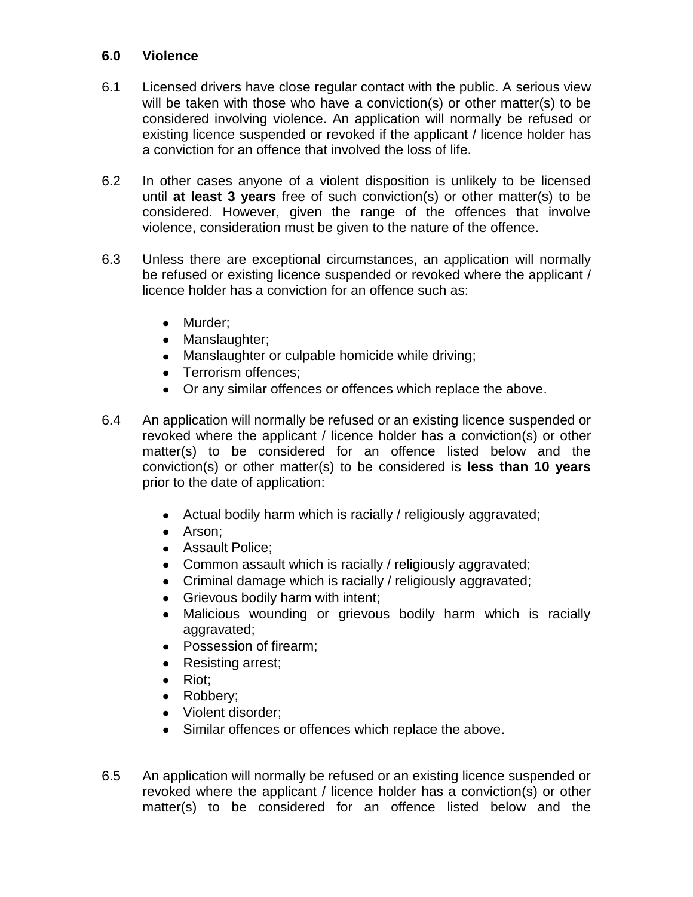## 6.0 Violence

6.1 Licensed drivers have close regular contact with the public. A serious view will be taken with those who have a conviction(s) or other matter(s) to be considered involving violence. An application will normally be refused or existing licence suspended or revoked if the applicant / licence holder has a conviction for an offence that involved the loss of life.

6.2 In other cases anyone of a violent disposition is unlikely to be licensed until **at least 3 years** free of such conviction(s) or other matter(s) to be considered. However, given the range of the offences that involve violence, consideration must be given to the nature of the offence.

6.3 Unless there are exceptional circumstances, an application will normally be refused or existing licence suspended or revoked where the applicant / licence holder has a conviction for an offence such as:

- Murder;
- Manslaughter;
- Manslaughter or culpable homicide while driving;
- Terrorism offences;
- Or any similar offences or offences which replace the above.

6.4 An application will normally be refused or an existing licence suspended or revoked where the applicant / licence holder has a conviction(s) or other matter(s) to be considered for an offence listed below and the conviction(s) or other matter(s) to be considered is **less than 10 years** prior to the date of application:

- Actual bodily harm which is racially / religiously aggravated;
- Arson;
- Assault Police;
- Common assault which is racially / religiously aggravated;
- Criminal damage which is racially / religiously aggravated;
- Grievous bodily harm with intent;
- Malicious wounding or grievous bodily harm which is racially aggravated;
- Possession of firearm;
- Resisting arrest;
- Riot;
- Robbery;
- Violent disorder;
- Similar offences or offences which replace the above.

6.5 An application will normally be refused or an existing licence suspended or revoked where the applicant / licence holder has a conviction(s) or other matter(s) to be considered for an offence listed below and the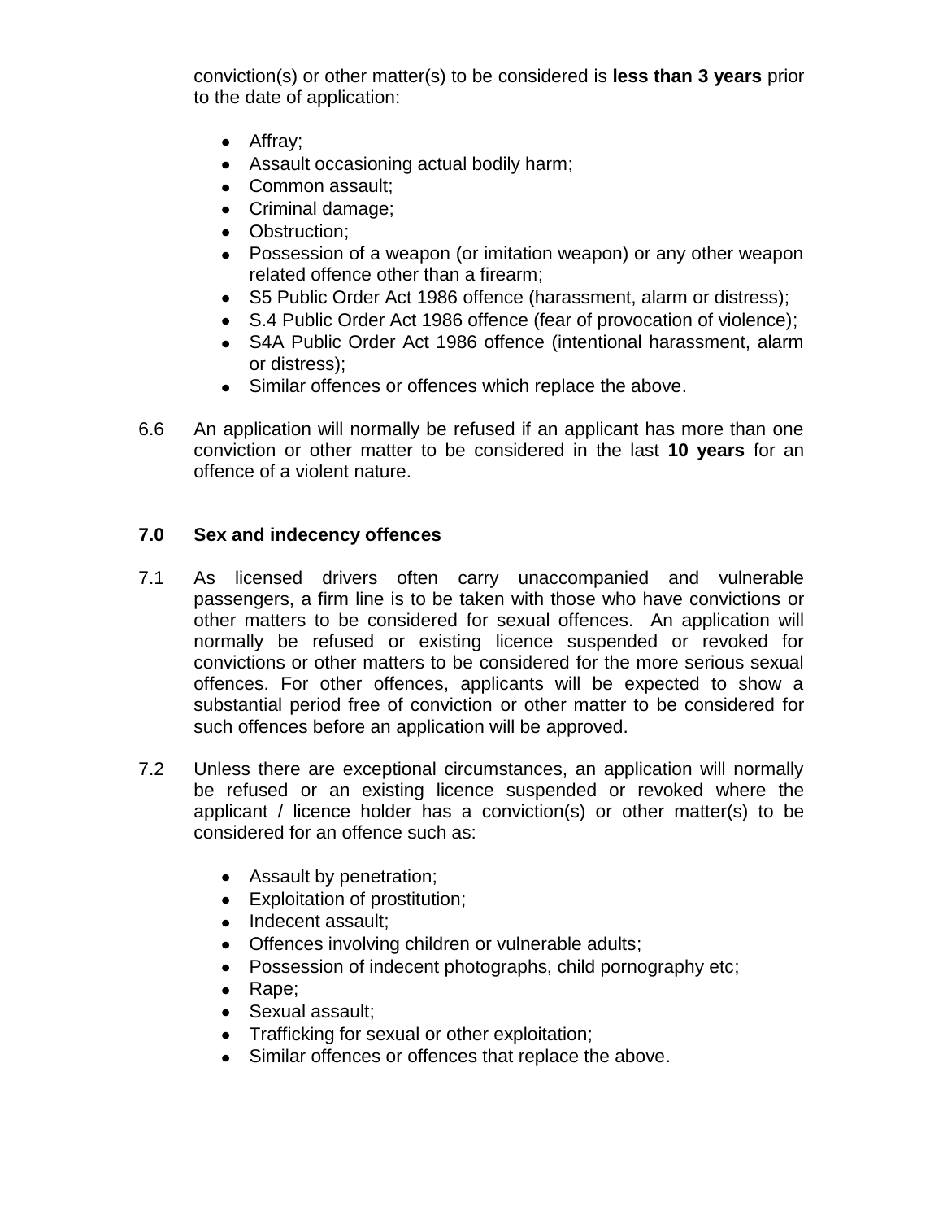conviction(s) or other matter(s) to be considered is **less than 3 years** prior to the date of application:

- Affray;
- Assault occasioning actual bodily harm;
- Common assault;
- Criminal damage;
- Obstruction;
- Possession of a weapon (or imitation weapon) or any other weapon related offence other than a firearm;
- S5 Public Order Act 1986 offence (harassment, alarm or distress);
- S.4 Public Order Act 1986 offence (fear of provocation of violence);
- S4A Public Order Act 1986 offence (intentional harassment, alarm or distress);
- Similar offences or offences which replace the above.

6.6 An application will normally be refused if an applicant has more than one conviction or other matter to be considered in the last **10 years** for an offence of a violent nature.

## 7.0 Sex and indecency offences

7.1 As licensed drivers often carry unaccompanied and vulnerable passengers, a firm line is to be taken with those who have convictions or other matters to be considered for sexual offences. An application will normally be refused or existing licence suspended or revoked for convictions or other matters to be considered for the more serious sexual offences. For other offences, applicants will be expected to show a substantial period free of conviction or other matter to be considered for such offences before an application will be approved.

7.2 Unless there are exceptional circumstances, an application will normally be refused or an existing licence suspended or revoked where the applicant / licence holder has a conviction(s) or other matter(s) to be considered for an offence such as:

- Assault by penetration;
- Exploitation of prostitution;
- Indecent assault;
- Offences involving children or vulnerable adults;
- Possession of indecent photographs, child pornography etc;
- Rape;
- Sexual assault;
- Trafficking for sexual or other exploitation;
- Similar offences or offences that replace the above.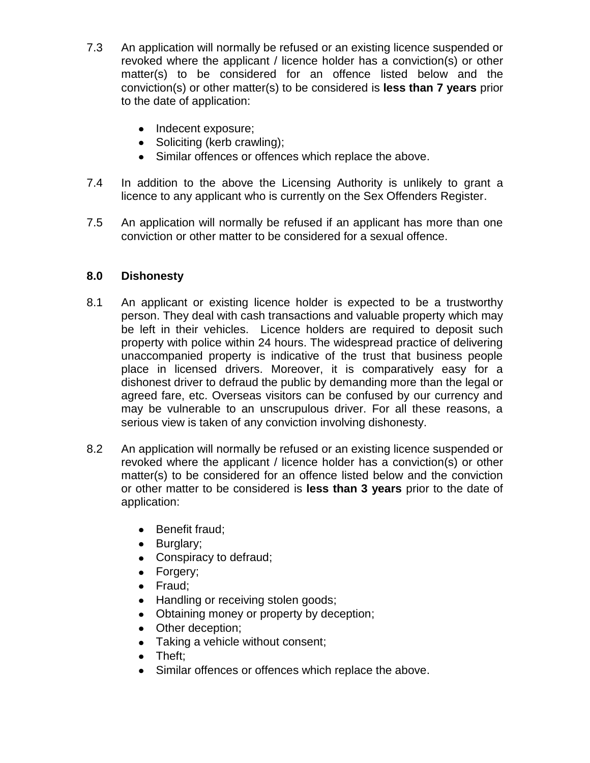7.3 An application will normally be refused or an existing licence suspended or revoked where the applicant / licence holder has a conviction(s) or other matter(s) to be considered for an offence listed below and the conviction(s) or other matter(s) to be considered is **less than 7 years** prior to the date of application:

- Indecent exposure;
- Soliciting (kerb crawling);
- Similar offences or offences which replace the above.

7.4 In addition to the above the Licensing Authority is unlikely to grant a licence to any applicant who is currently on the Sex Offenders Register.

7.5 An application will normally be refused if an applicant has more than one conviction or other matter to be considered for a sexual offence.

## 8.0 Dishonesty

8.1 An applicant or existing licence holder is expected to be a trustworthy person. They deal with cash transactions and valuable property which may be left in their vehicles. Licence holders are required to deposit such property with police within 24 hours. The widespread practice of delivering unaccompanied property is indicative of the trust that business people place in licensed drivers. Moreover, it is comparatively easy for a dishonest driver to defraud the public by demanding more than the legal or agreed fare, etc. Overseas visitors can be confused by our currency and may be vulnerable to an unscrupulous driver. For all these reasons, a serious view is taken of any conviction involving dishonesty.

8.2 An application will normally be refused or an existing licence suspended or revoked where the applicant / licence holder has a conviction(s) or other matter(s) to be considered for an offence listed below and the conviction or other matter to be considered is **less than 3 years** prior to the date of application:

- Benefit fraud;
- Burglary;
- Conspiracy to defraud;
- Forgery;
- Fraud;
- Handling or receiving stolen goods;
- Obtaining money or property by deception;
- Other deception;
- Taking a vehicle without consent;
- Theft;
- Similar offences or offences which replace the above.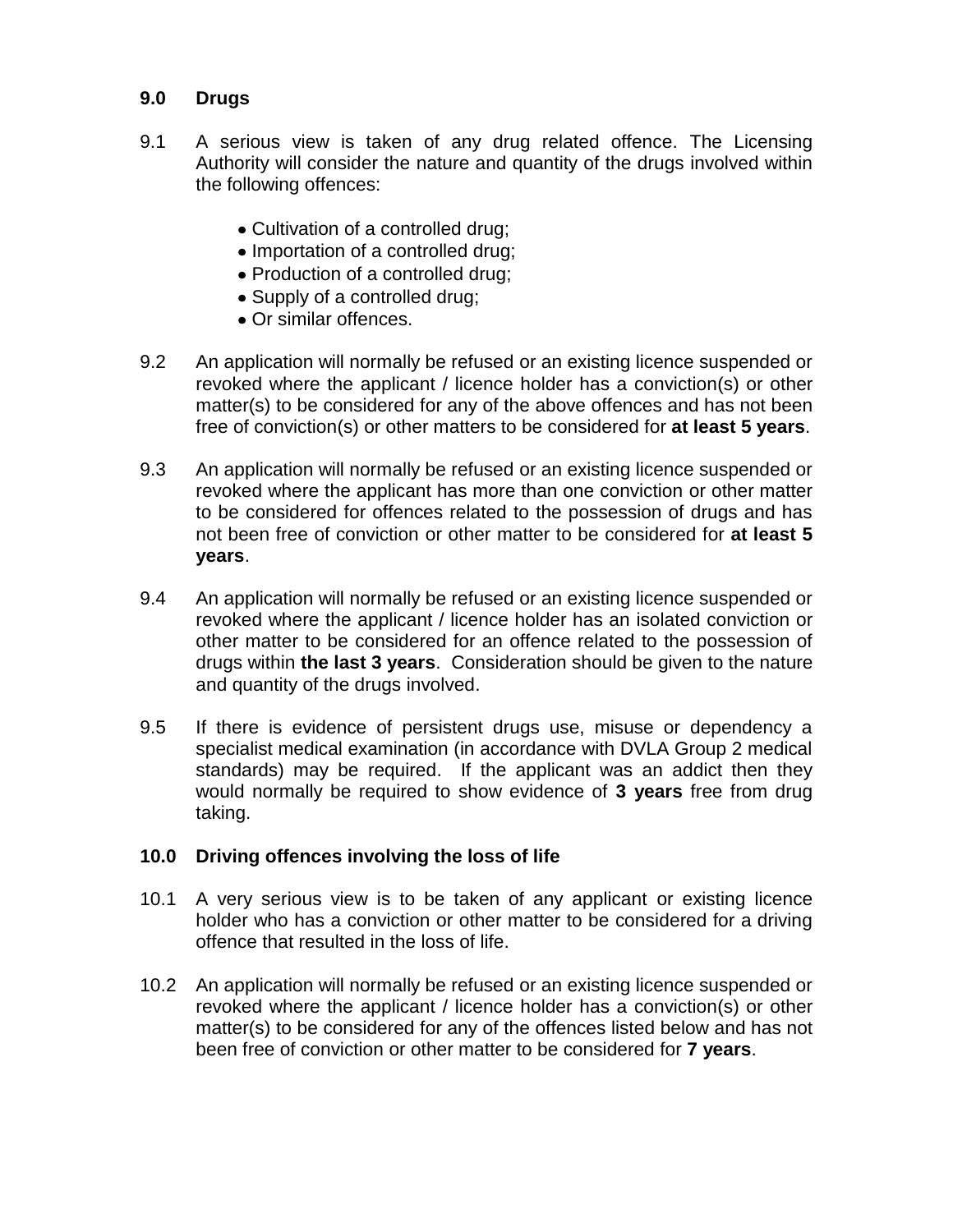## 9.0 Drugs

9.1 A serious view is taken of any drug related offence. The Licensing Authority will consider the nature and quantity of the drugs involved within the following offences:

- Cultivation of a controlled drug;
- Importation of a controlled drug;
- Production of a controlled drug;
- Supply of a controlled drug;
- Or similar offences.

9.2 An application will normally be refused or an existing licence suspended or revoked where the applicant / licence holder has a conviction(s) or other matter(s) to be considered for any of the above offences and has not been free of conviction(s) or other matters to be considered for **at least 5 years**.

9.3 An application will normally be refused or an existing licence suspended or revoked where the applicant has more than one conviction or other matter to be considered for offences related to the possession of drugs and has not been free of conviction or other matter to be considered for **at least 5 years**.

9.4 An application will normally be refused or an existing licence suspended or revoked where the applicant / licence holder has an isolated conviction or other matter to be considered for an offence related to the possession of drugs within **the last 3 years**. Consideration should be given to the nature and quantity of the drugs involved.

9.5 If there is evidence of persistent drugs use, misuse or dependency a specialist medical examination (in accordance with DVLA Group 2 medical standards) may be required. If the applicant was an addict then they would normally be required to show evidence of **3 years** free from drug taking.

## 10.0 Driving offences involving the loss of life

10.1 A very serious view is to be taken of any applicant or existing licence holder who has a conviction or other matter to be considered for a driving offence that resulted in the loss of life.

10.2 An application will normally be refused or an existing licence suspended or revoked where the applicant / licence holder has a conviction(s) or other matter(s) to be considered for any of the offences listed below and has not been free of conviction or other matter to be considered for **7 years**.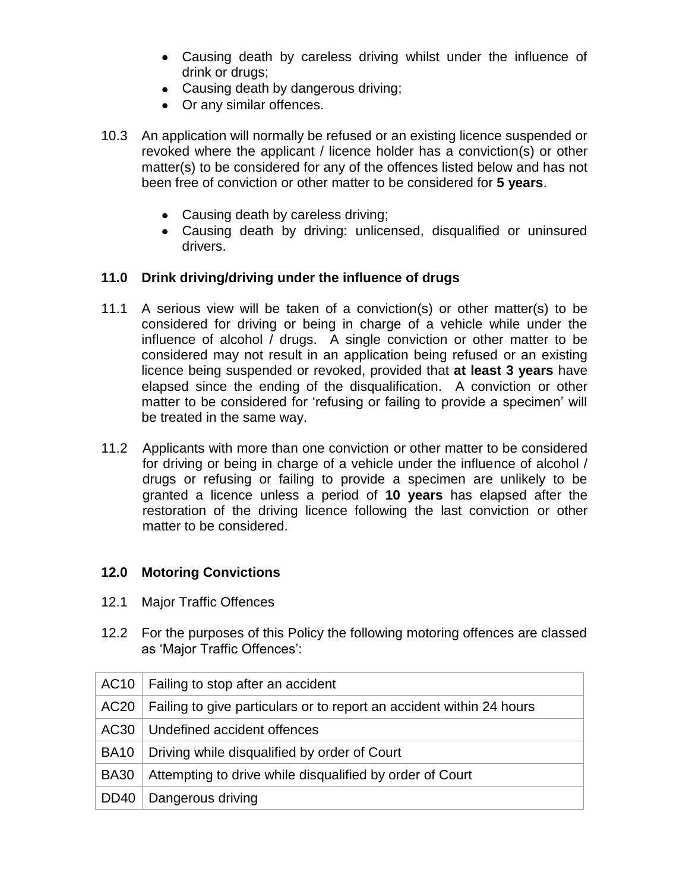- Causing death by careless driving whilst under the influence of drink or drugs;
- Causing death by dangerous driving;
- Or any similar offences.

10.3 An application will normally be refused or an existing licence suspended or revoked where the applicant / licence holder has a conviction(s) or other matter(s) to be considered for any of the offences listed below and has not been free of conviction or other matter to be considered for **5 years**.

- Causing death by careless driving;
- Causing death by driving: unlicensed, disqualified or uninsured drivers.

### 11.0 Drink driving/driving under the influence of drugs

11.1 A serious view will be taken of a conviction(s) or other matter(s) to be considered for driving or being in charge of a vehicle while under the influence of alcohol / drugs. A single conviction or other matter to be considered may not result in an application being refused or an existing licence being suspended or revoked, provided that **at least 3 years** have elapsed since the ending of the disqualification. A conviction or other matter to be considered for 'refusing or failing to provide a specimen' will be treated in the same way.

11.2 Applicants with more than one conviction or other matter to be considered for driving or being in charge of a vehicle under the influence of alcohol / drugs or refusing or failing to provide a specimen are unlikely to be granted a licence unless a period of **10 years** has elapsed after the restoration of the driving licence following the last conviction or other matter to be considered.

### 12.0 Motoring Convictions

12.1 Major Traffic Offences

12.2 For the purposes of this Policy the following motoring offences are classed as 'Major Traffic Offences':

| | |
|---|---|
| AC10 | Failing to stop after an accident |
| AC20 | Failing to give particulars or to report an accident within 24 hours |
| AC30 | Undefined accident offences |
| BA10 | Driving while disqualified by order of Court |
| BA30 | Attempting to drive while disqualified by order of Court |
| DD40 | Dangerous driving |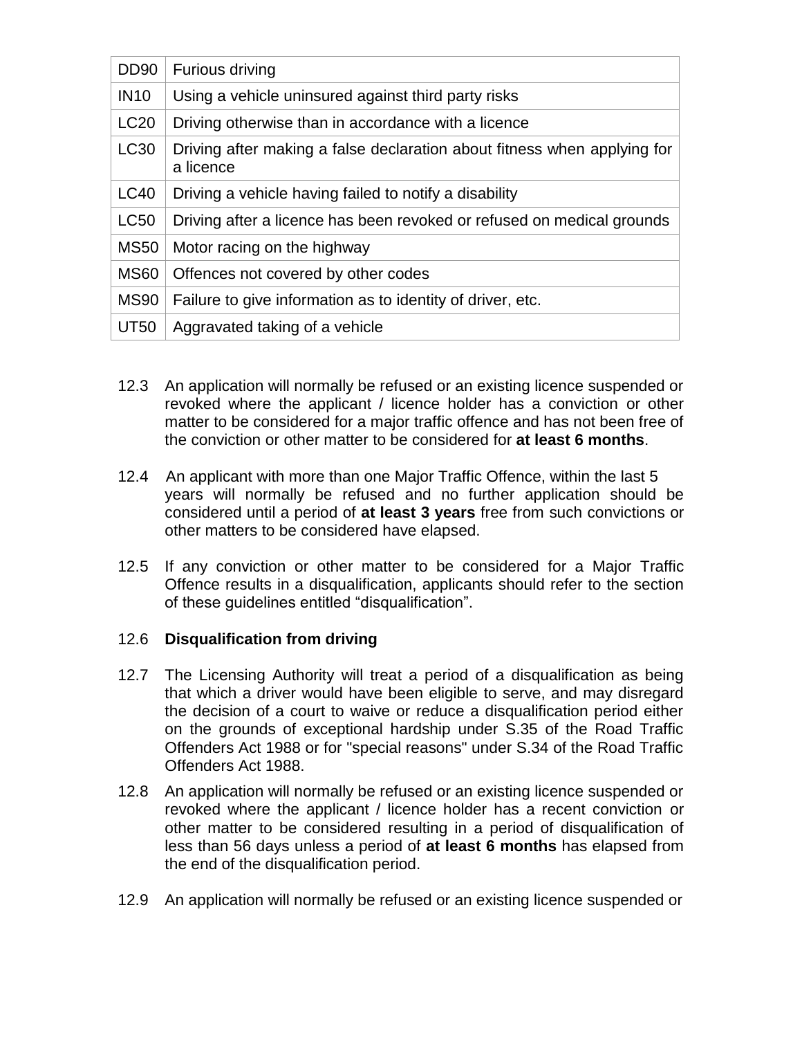| DD90 | Furious driving |
|---|---|
| IN10 | Using a vehicle uninsured against third party risks |
| LC20 | Driving otherwise than in accordance with a licence |
| LC30 | Driving after making a false declaration about fitness when applying for a licence |
| LC40 | Driving a vehicle having failed to notify a disability |
| LC50 | Driving after a licence has been revoked or refused on medical grounds |
| MS50 | Motor racing on the highway |
| MS60 | Offences not covered by other codes |
| MS90 | Failure to give information as to identity of driver, etc. |
| UT50 | Aggravated taking of a vehicle |

12.3 An application will normally be refused or an existing licence suspended or revoked where the applicant / licence holder has a conviction or other matter to be considered for a major traffic offence and has not been free of the conviction or other matter to be considered for **at least 6 months**.

12.4 An applicant with more than one Major Traffic Offence, within the last 5 years will normally be refused and no further application should be considered until a period of **at least 3 years** free from such convictions or other matters to be considered have elapsed.

12.5 If any conviction or other matter to be considered for a Major Traffic Offence results in a disqualification, applicants should refer to the section of these guidelines entitled "disqualification".

12.6 **Disqualification from driving**

12.7 The Licensing Authority will treat a period of a disqualification as being that which a driver would have been eligible to serve, and may disregard the decision of a court to waive or reduce a disqualification period either on the grounds of exceptional hardship under S.35 of the Road Traffic Offenders Act 1988 or for "special reasons" under S.34 of the Road Traffic Offenders Act 1988.

12.8 An application will normally be refused or an existing licence suspended or revoked where the applicant / licence holder has a recent conviction or other matter to be considered resulting in a period of disqualification of less than 56 days unless a period of **at least 6 months** has elapsed from the end of the disqualification period.

12.9 An application will normally be refused or an existing licence suspended or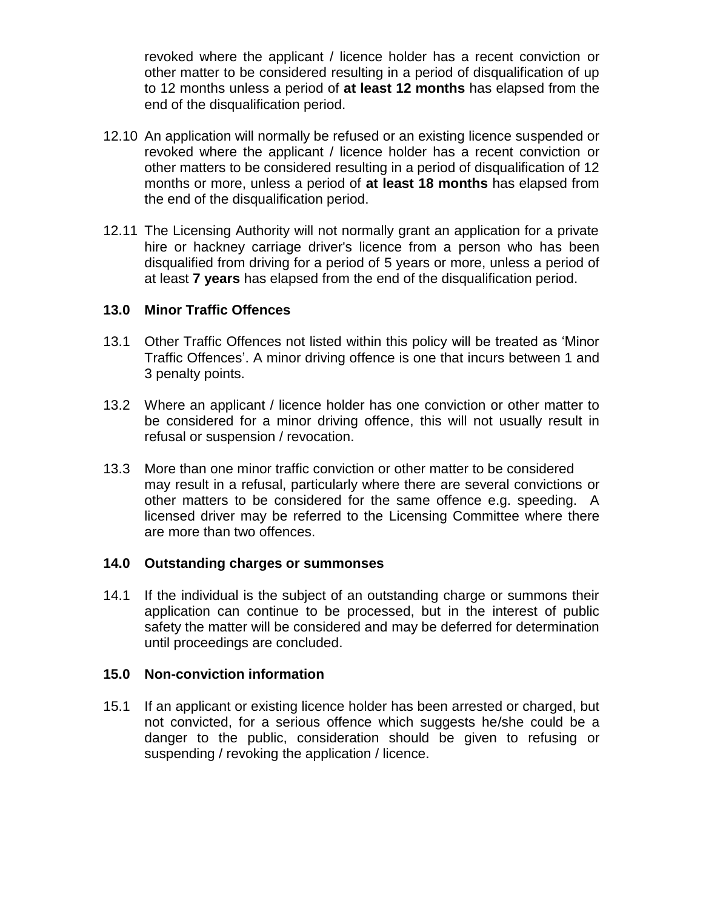revoked where the applicant / licence holder has a recent conviction or other matter to be considered resulting in a period of disqualification of up to 12 months unless a period of **at least 12 months** has elapsed from the end of the disqualification period.

12.10 An application will normally be refused or an existing licence suspended or revoked where the applicant / licence holder has a recent conviction or other matters to be considered resulting in a period of disqualification of 12 months or more, unless a period of **at least 18 months** has elapsed from the end of the disqualification period.

12.11 The Licensing Authority will not normally grant an application for a private hire or hackney carriage driver's licence from a person who has been disqualified from driving for a period of 5 years or more, unless a period of at least **7 years** has elapsed from the end of the disqualification period.

## 13.0 Minor Traffic Offences

13.1 Other Traffic Offences not listed within this policy will be treated as 'Minor Traffic Offences'. A minor driving offence is one that incurs between 1 and 3 penalty points.

13.2 Where an applicant / licence holder has one conviction or other matter to be considered for a minor driving offence, this will not usually result in refusal or suspension / revocation.

13.3 More than one minor traffic conviction or other matter to be considered may result in a refusal, particularly where there are several convictions or other matters to be considered for the same offence e.g. speeding. A licensed driver may be referred to the Licensing Committee where there are more than two offences.

## 14.0 Outstanding charges or summonses

14.1 If the individual is the subject of an outstanding charge or summons their application can continue to be processed, but in the interest of public safety the matter will be considered and may be deferred for determination until proceedings are concluded.

## 15.0 Non-conviction information

15.1 If an applicant or existing licence holder has been arrested or charged, but not convicted, for a serious offence which suggests he/she could be a danger to the public, consideration should be given to refusing or suspending / revoking the application / licence.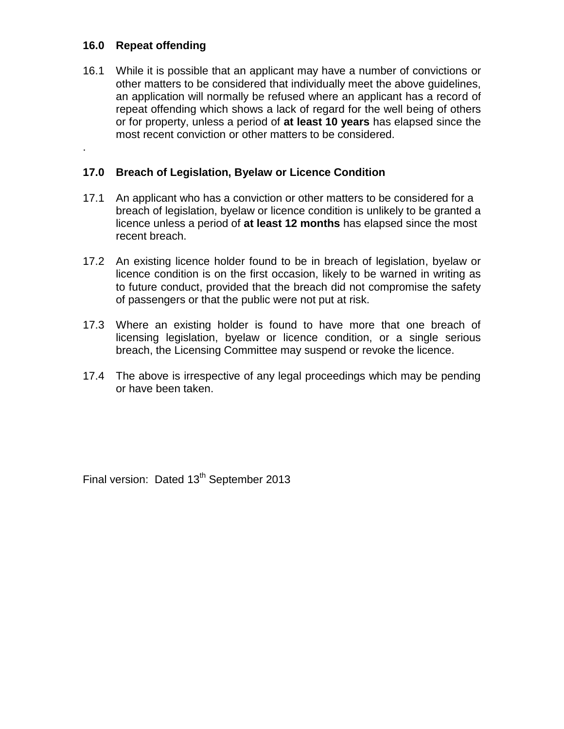## 16.0 Repeat offending

16.1 While it is possible that an applicant may have a number of convictions or other matters to be considered that individually meet the above guidelines, an application will normally be refused where an applicant has a record of repeat offending which shows a lack of regard for the well being of others or for property, unless a period of **at least 10 years** has elapsed since the most recent conviction or other matters to be considered.

.

## 17.0 Breach of Legislation, Byelaw or Licence Condition

17.1 An applicant who has a conviction or other matters to be considered for a breach of legislation, byelaw or licence condition is unlikely to be granted a licence unless a period of **at least 12 months** has elapsed since the most recent breach.

17.2 An existing licence holder found to be in breach of legislation, byelaw or licence condition is on the first occasion, likely to be warned in writing as to future conduct, provided that the breach did not compromise the safety of passengers or that the public were not put at risk.

17.3 Where an existing holder is found to have more that one breach of licensing legislation, byelaw or licence condition, or a single serious breach, the Licensing Committee may suspend or revoke the licence.

17.4 The above is irrespective of any legal proceedings which may be pending or have been taken.

Final version: Dated 13th September 2013